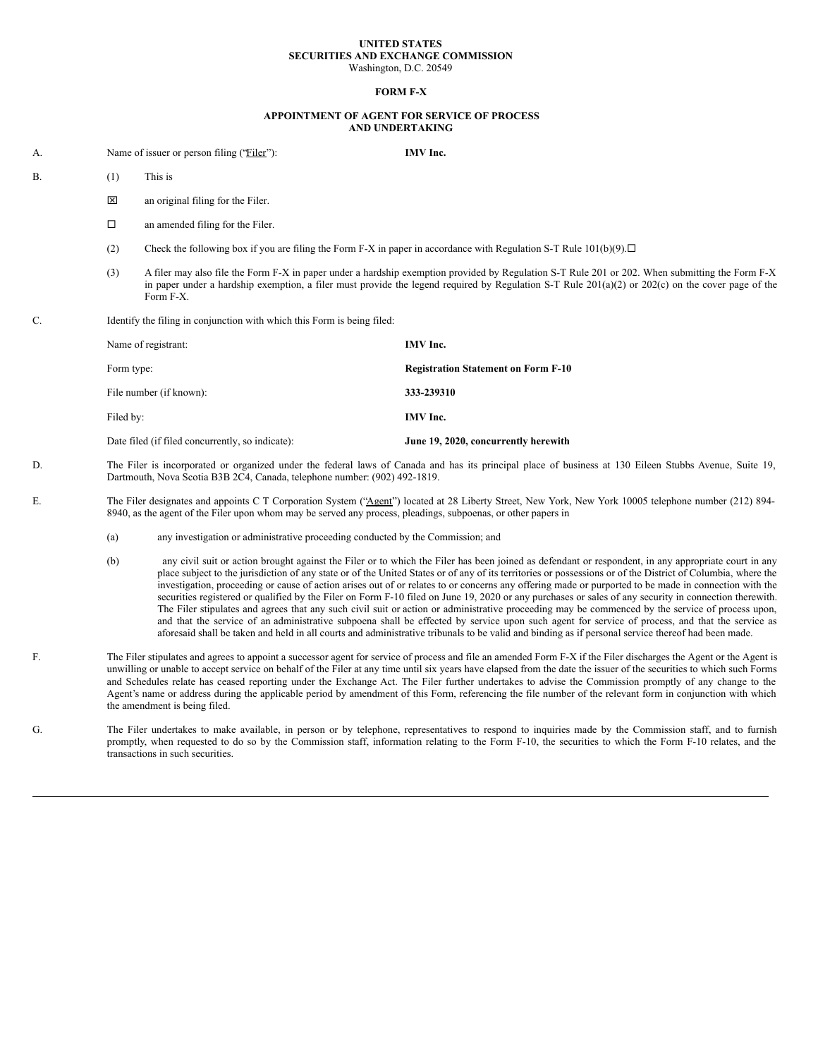**UNITED STATES**
**SECURITIES AND EXCHANGE COMMISSION**
Washington, D.C. 20549

**FORM F-X**

**APPOINTMENT OF AGENT FOR SERVICE OF PROCESS AND UNDERTAKING**

A. Name of issuer or person filing ("Filer"): **IMV Inc.**

B. (1) This is

☒ an original filing for the Filer.

☐ an amended filing for the Filer.

(2) Check the following box if you are filing the Form F-X in paper in accordance with Regulation S-T Rule 101(b)(9).☐

(3) A filer may also file the Form F-X in paper under a hardship exemption provided by Regulation S-T Rule 201 or 202. When submitting the Form F-X in paper under a hardship exemption, a filer must provide the legend required by Regulation S-T Rule 201(a)(2) or 202(c) on the cover page of the Form F-X.

C. Identify the filing in conjunction with which this Form is being filed:

| | |
|---|---|
| Name of registrant: | **IMV Inc.** |
| Form type: | **Registration Statement on Form F-10** |
| File number (if known): | **333-239310** |
| Filed by: | **IMV Inc.** |
| Date filed (if filed concurrently, so indicate): | **June 19, 2020, concurrently herewith** |

D. The Filer is incorporated or organized under the federal laws of Canada and has its principal place of business at 130 Eileen Stubbs Avenue, Suite 19, Dartmouth, Nova Scotia B3B 2C4, Canada, telephone number: (902) 492-1819.

E. The Filer designates and appoints C T Corporation System ("Agent") located at 28 Liberty Street, New York, New York 10005 telephone number (212) 894-8940, as the agent of the Filer upon whom may be served any process, pleadings, subpoenas, or other papers in

(a) any investigation or administrative proceeding conducted by the Commission; and

(b) any civil suit or action brought against the Filer or to which the Filer has been joined as defendant or respondent, in any appropriate court in any place subject to the jurisdiction of any state or of the United States or of any of its territories or possessions or of the District of Columbia, where the investigation, proceeding or cause of action arises out of or relates to or concerns any offering made or purported to be made in connection with the securities registered or qualified by the Filer on Form F-10 filed on June 19, 2020 or any purchases or sales of any security in connection therewith. The Filer stipulates and agrees that any such civil suit or action or administrative proceeding may be commenced by the service of process upon, and that the service of an administrative subpoena shall be effected by service upon such agent for service of process, and that the service as aforesaid shall be taken and held in all courts and administrative tribunals to be valid and binding as if personal service thereof had been made.

F. The Filer stipulates and agrees to appoint a successor agent for service of process and file an amended Form F-X if the Filer discharges the Agent or the Agent is unwilling or unable to accept service on behalf of the Filer at any time until six years have elapsed from the date the issuer of the securities to which such Forms and Schedules relate has ceased reporting under the Exchange Act. The Filer further undertakes to advise the Commission promptly of any change to the Agent's name or address during the applicable period by amendment of this Form, referencing the file number of the relevant form in conjunction with which the amendment is being filed.

G. The Filer undertakes to make available, in person or by telephone, representatives to respond to inquiries made by the Commission staff, and to furnish promptly, when requested to do so by the Commission staff, information relating to the Form F-10, the securities to which the Form F-10 relates, and the transactions in such securities.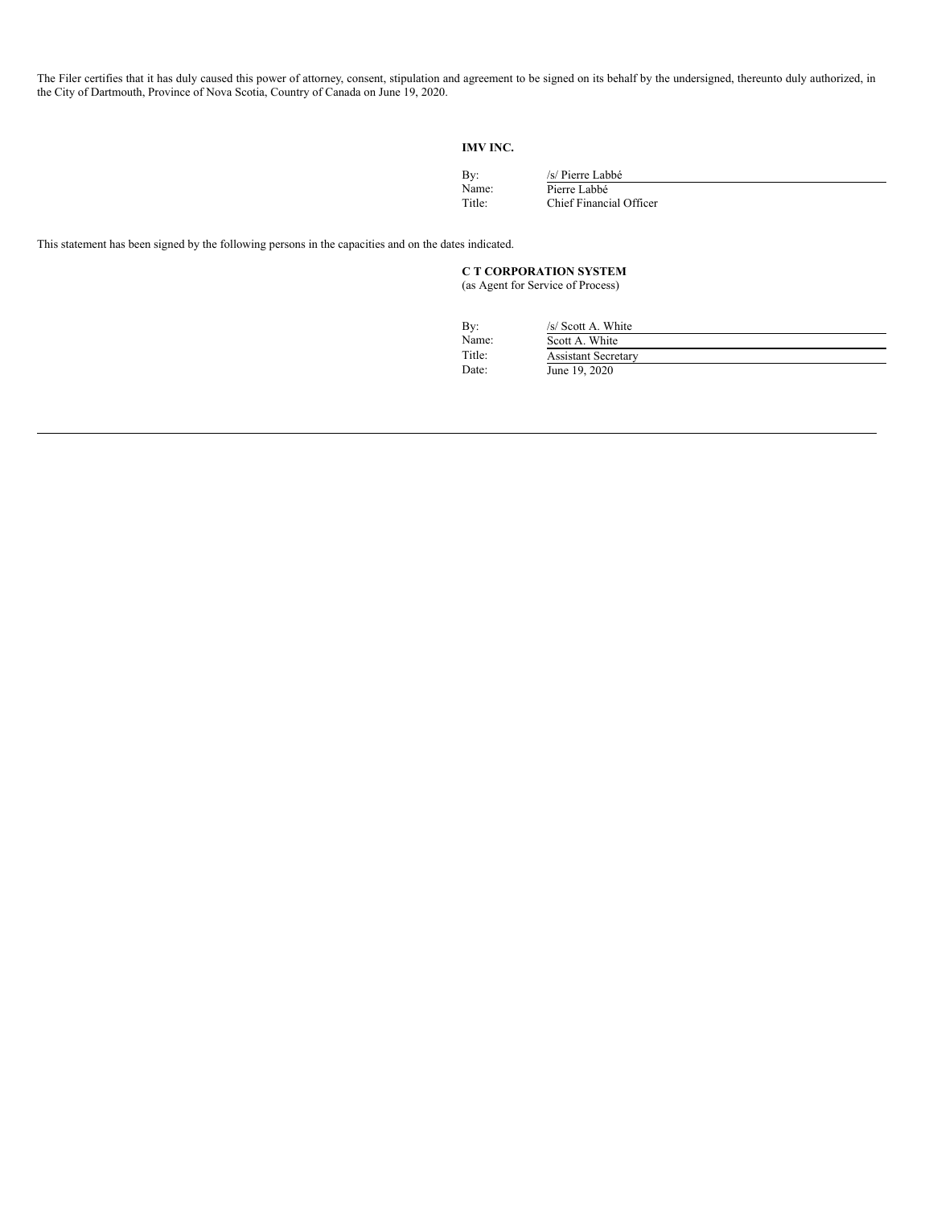The Filer certifies that it has duly caused this power of attorney, consent, stipulation and agreement to be signed on its behalf by the undersigned, thereunto duly authorized, in the City of Dartmouth, Province of Nova Scotia, Country of Canada on June 19, 2020.

**IMV INC.**

| | |
|---|---|
| By: | /s/ Pierre Labbé |
| Name: | Pierre Labbé |
| Title: | Chief Financial Officer |

This statement has been signed by the following persons in the capacities and on the dates indicated.

**C T CORPORATION SYSTEM**
(as Agent for Service of Process)

| | |
|---|---|
| By: | /s/ Scott A. White |
| Name: | Scott A. White |
| Title: | Assistant Secretary |
| Date: | June 19, 2020 |